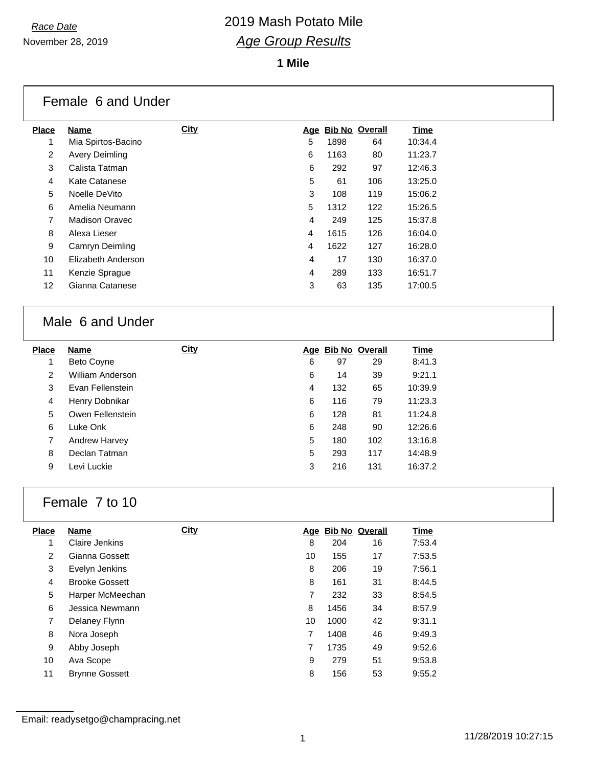*Race Date*

November 28, 2019

# 2019 Mash Potato Mile

## *Age Group Results*

**1 Mile**

### Female 6 and Under

| Place | Name | City | Age | Bib No | Overall | Time |
|---|---|---|---|---|---|---|
| 1 | Mia Spirtos-Bacino | | 5 | 1898 | 64 | 10:34.4 |
| 2 | Avery Deimling | | 6 | 1163 | 80 | 11:23.7 |
| 3 | Calista Tatman | | 6 | 292 | 97 | 12:46.3 |
| 4 | Kate Catanese | | 5 | 61 | 106 | 13:25.0 |
| 5 | Noelle DeVito | | 3 | 108 | 119 | 15:06.2 |
| 6 | Amelia Neumann | | 5 | 1312 | 122 | 15:26.5 |
| 7 | Madison Oravec | | 4 | 249 | 125 | 15:37.8 |
| 8 | Alexa Lieser | | 4 | 1615 | 126 | 16:04.0 |
| 9 | Camryn Deimling | | 4 | 1622 | 127 | 16:28.0 |
| 10 | Elizabeth Anderson | | 4 | 17 | 130 | 16:37.0 |
| 11 | Kenzie Sprague | | 4 | 289 | 133 | 16:51.7 |
| 12 | Gianna Catanese | | 3 | 63 | 135 | 17:00.5 |

### Male 6 and Under

| Place | Name | City | Age | Bib No | Overall | Time |
|---|---|---|---|---|---|---|
| 1 | Beto Coyne | | 6 | 97 | 29 | 8:41.3 |
| 2 | William Anderson | | 6 | 14 | 39 | 9:21.1 |
| 3 | Evan Fellenstein | | 4 | 132 | 65 | 10:39.9 |
| 4 | Henry Dobnikar | | 6 | 116 | 79 | 11:23.3 |
| 5 | Owen Fellenstein | | 6 | 128 | 81 | 11:24.8 |
| 6 | Luke Onk | | 6 | 248 | 90 | 12:26.6 |
| 7 | Andrew Harvey | | 5 | 180 | 102 | 13:16.8 |
| 8 | Declan Tatman | | 5 | 293 | 117 | 14:48.9 |
| 9 | Levi Luckie | | 3 | 216 | 131 | 16:37.2 |

### Female 7 to 10

| Place | Name | City | Age | Bib No | Overall | Time |
|---|---|---|---|---|---|---|
| 1 | Claire Jenkins | | 8 | 204 | 16 | 7:53.4 |
| 2 | Gianna Gossett | | 10 | 155 | 17 | 7:53.5 |
| 3 | Evelyn Jenkins | | 8 | 206 | 19 | 7:56.1 |
| 4 | Brooke Gossett | | 8 | 161 | 31 | 8:44.5 |
| 5 | Harper McMeechan | | 7 | 232 | 33 | 8:54.5 |
| 6 | Jessica Newmann | | 8 | 1456 | 34 | 8:57.9 |
| 7 | Delaney Flynn | | 10 | 1000 | 42 | 9:31.1 |
| 8 | Nora Joseph | | 7 | 1408 | 46 | 9:49.3 |
| 9 | Abby Joseph | | 7 | 1735 | 49 | 9:52.6 |
| 10 | Ava Scope | | 9 | 279 | 51 | 9:53.8 |
| 11 | Brynne Gossett | | 8 | 156 | 53 | 9:55.2 |

Email: readysetgo@champracing.net

11/28/2019 10:27:15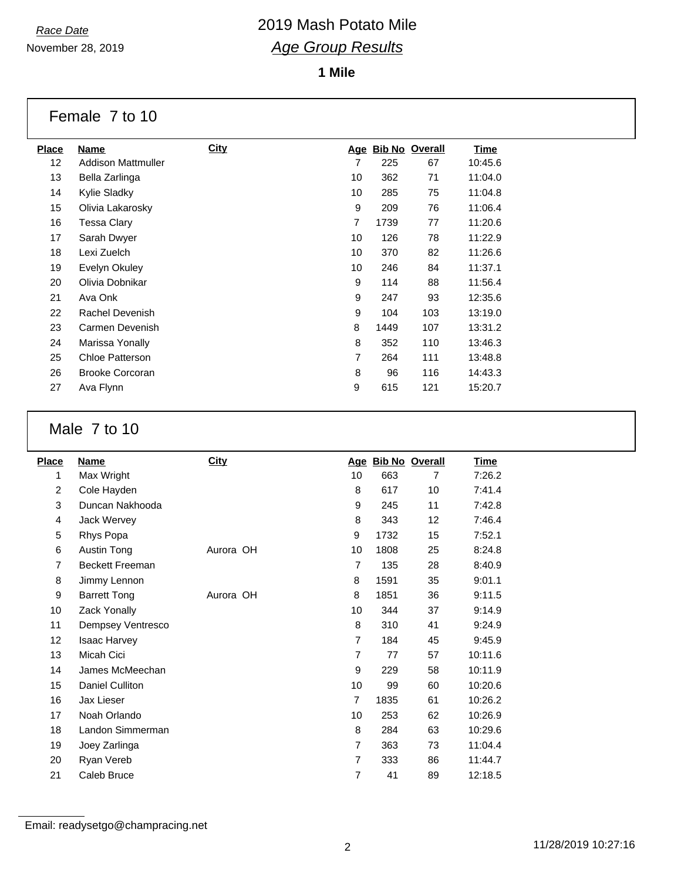*Race Date*

November 28, 2019

# 2019 Mash Potato Mile

## *Age Group Results*

**1 Mile**

### Female 7 to 10

| Place | Name | City | Age | Bib No | Overall | Time |
|---|---|---|---|---|---|---|
| 12 | Addison Mattmuller | | 7 | 225 | 67 | 10:45.6 |
| 13 | Bella Zarlinga | | 10 | 362 | 71 | 11:04.0 |
| 14 | Kylie Sladky | | 10 | 285 | 75 | 11:04.8 |
| 15 | Olivia Lakarosky | | 9 | 209 | 76 | 11:06.4 |
| 16 | Tessa Clary | | 7 | 1739 | 77 | 11:20.6 |
| 17 | Sarah Dwyer | | 10 | 126 | 78 | 11:22.9 |
| 18 | Lexi Zuelch | | 10 | 370 | 82 | 11:26.6 |
| 19 | Evelyn Okuley | | 10 | 246 | 84 | 11:37.1 |
| 20 | Olivia Dobnikar | | 9 | 114 | 88 | 11:56.4 |
| 21 | Ava Onk | | 9 | 247 | 93 | 12:35.6 |
| 22 | Rachel Devenish | | 9 | 104 | 103 | 13:19.0 |
| 23 | Carmen Devenish | | 8 | 1449 | 107 | 13:31.2 |
| 24 | Marissa Yonally | | 8 | 352 | 110 | 13:46.3 |
| 25 | Chloe Patterson | | 7 | 264 | 111 | 13:48.8 |
| 26 | Brooke Corcoran | | 8 | 96 | 116 | 14:43.3 |
| 27 | Ava Flynn | | 9 | 615 | 121 | 15:20.7 |

### Male 7 to 10

| Place | Name | City | Age | Bib No | Overall | Time |
|---|---|---|---|---|---|---|
| 1 | Max Wright | | 10 | 663 | 7 | 7:26.2 |
| 2 | Cole Hayden | | 8 | 617 | 10 | 7:41.4 |
| 3 | Duncan Nakhooda | | 9 | 245 | 11 | 7:42.8 |
| 4 | Jack Wervey | | 8 | 343 | 12 | 7:46.4 |
| 5 | Rhys Popa | | 9 | 1732 | 15 | 7:52.1 |
| 6 | Austin Tong | Aurora OH | 10 | 1808 | 25 | 8:24.8 |
| 7 | Beckett Freeman | | 7 | 135 | 28 | 8:40.9 |
| 8 | Jimmy Lennon | | 8 | 1591 | 35 | 9:01.1 |
| 9 | Barrett Tong | Aurora OH | 8 | 1851 | 36 | 9:11.5 |
| 10 | Zack Yonally | | 10 | 344 | 37 | 9:14.9 |
| 11 | Dempsey Ventresco | | 8 | 310 | 41 | 9:24.9 |
| 12 | Isaac Harvey | | 7 | 184 | 45 | 9:45.9 |
| 13 | Micah Cici | | 7 | 77 | 57 | 10:11.6 |
| 14 | James McMeechan | | 9 | 229 | 58 | 10:11.9 |
| 15 | Daniel Culliton | | 10 | 99 | 60 | 10:20.6 |
| 16 | Jax Lieser | | 7 | 1835 | 61 | 10:26.2 |
| 17 | Noah Orlando | | 10 | 253 | 62 | 10:26.9 |
| 18 | Landon Simmerman | | 8 | 284 | 63 | 10:29.6 |
| 19 | Joey Zarlinga | | 7 | 363 | 73 | 11:04.4 |
| 20 | Ryan Vereb | | 7 | 333 | 86 | 11:44.7 |
| 21 | Caleb Bruce | | 7 | 41 | 89 | 12:18.5 |

Email: readysetgo@champracing.net

11/28/2019 10:27:16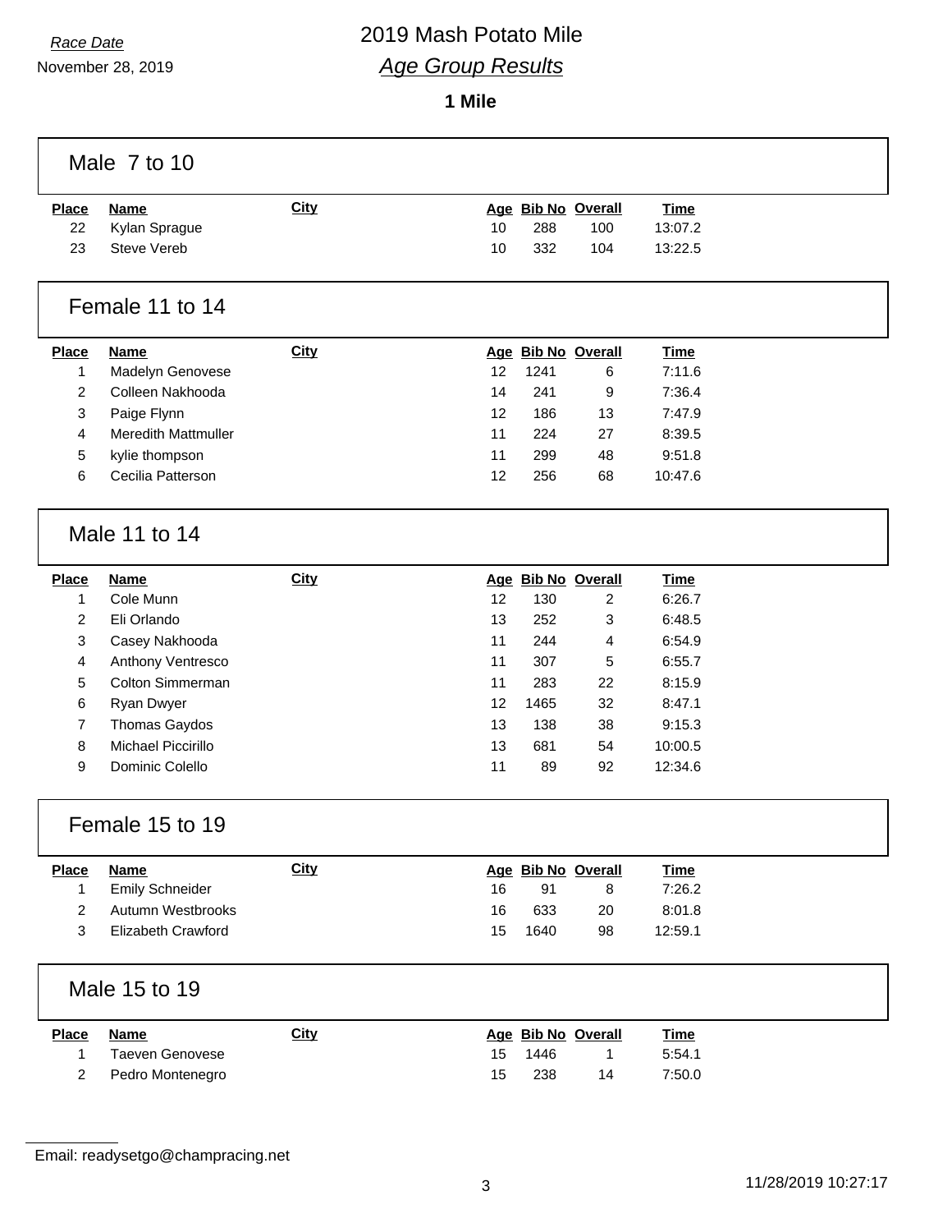Race Date

November 28, 2019

# 2019 Mash Potato Mile

## Age Group Results

### 1 Mile

## Male 7 to 10

| Place | Name | City | Age | Bib No | Overall | Time |
|---|---|---|---|---|---|---|
| 22 | Kylan Sprague | | 10 | 288 | 100 | 13:07.2 |
| 23 | Steve Vereb | | 10 | 332 | 104 | 13:22.5 |

## Female 11 to 14

| Place | Name | City | Age | Bib No | Overall | Time |
|---|---|---|---|---|---|---|
| 1 | Madelyn Genovese | | 12 | 1241 | 6 | 7:11.6 |
| 2 | Colleen Nakhooda | | 14 | 241 | 9 | 7:36.4 |
| 3 | Paige Flynn | | 12 | 186 | 13 | 7:47.9 |
| 4 | Meredith Mattmuller | | 11 | 224 | 27 | 8:39.5 |
| 5 | kylie thompson | | 11 | 299 | 48 | 9:51.8 |
| 6 | Cecilia Patterson | | 12 | 256 | 68 | 10:47.6 |

## Male 11 to 14

| Place | Name | City | Age | Bib No | Overall | Time |
|---|---|---|---|---|---|---|
| 1 | Cole Munn | | 12 | 130 | 2 | 6:26.7 |
| 2 | Eli Orlando | | 13 | 252 | 3 | 6:48.5 |
| 3 | Casey Nakhooda | | 11 | 244 | 4 | 6:54.9 |
| 4 | Anthony Ventresco | | 11 | 307 | 5 | 6:55.7 |
| 5 | Colton Simmerman | | 11 | 283 | 22 | 8:15.9 |
| 6 | Ryan Dwyer | | 12 | 1465 | 32 | 8:47.1 |
| 7 | Thomas Gaydos | | 13 | 138 | 38 | 9:15.3 |
| 8 | Michael Piccirillo | | 13 | 681 | 54 | 10:00.5 |
| 9 | Dominic Colello | | 11 | 89 | 92 | 12:34.6 |

## Female 15 to 19

| Place | Name | City | Age | Bib No | Overall | Time |
|---|---|---|---|---|---|---|
| 1 | Emily Schneider | | 16 | 91 | 8 | 7:26.2 |
| 2 | Autumn Westbrooks | | 16 | 633 | 20 | 8:01.8 |
| 3 | Elizabeth Crawford | | 15 | 1640 | 98 | 12:59.1 |

## Male 15 to 19

| Place | Name | City | Age | Bib No | Overall | Time |
|---|---|---|---|---|---|---|
| 1 | Taeven Genovese | | 15 | 1446 | 1 | 5:54.1 |
| 2 | Pedro Montenegro | | 15 | 238 | 14 | 7:50.0 |

Email: readysetgo@champracing.net

11/28/2019 10:27:17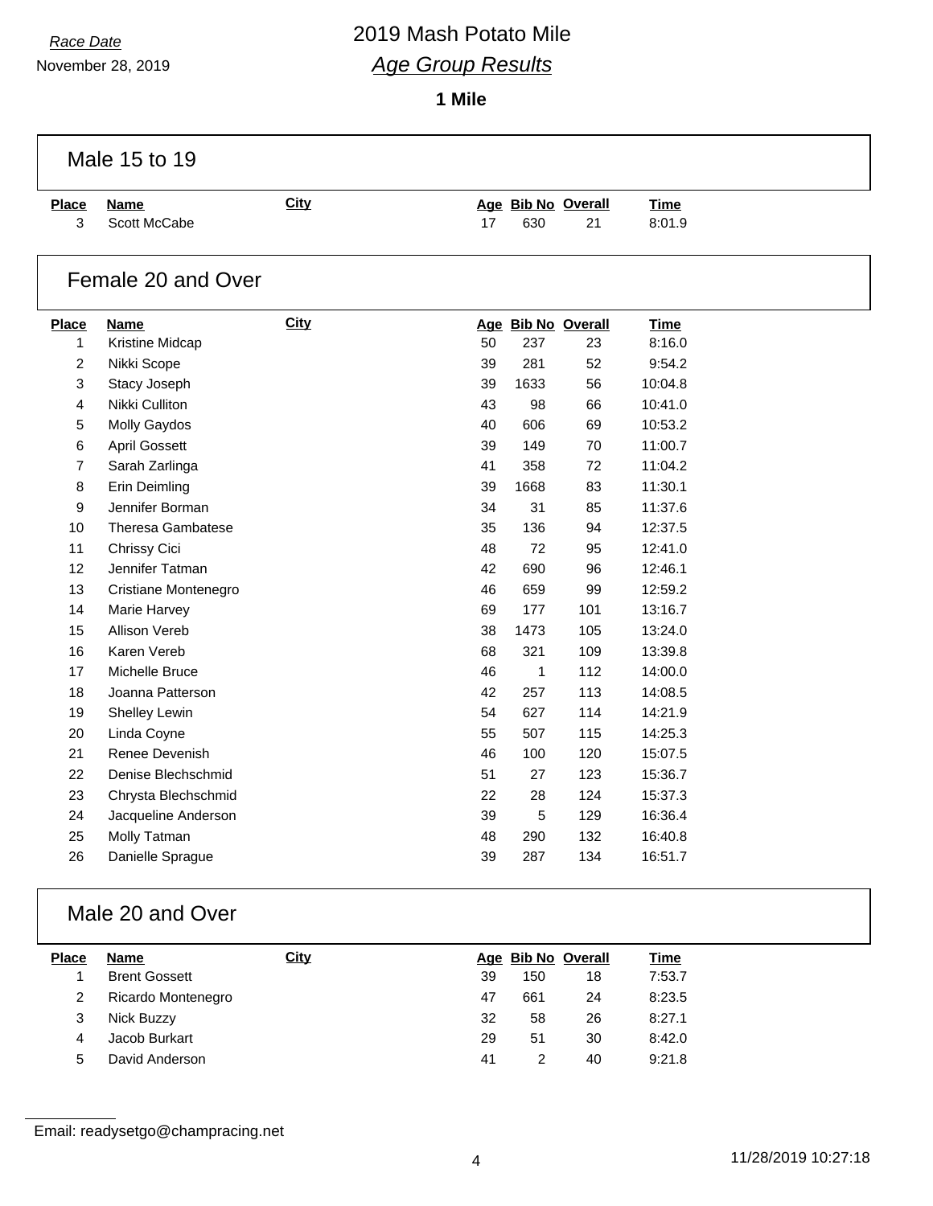Race Date

November 28, 2019

# 2019 Mash Potato Mile

## *Age Group Results*

**1 Mile**

### Male 15 to 19

| Place | Name | City | Age | Bib No | Overall | Time |
|---|---|---|---|---|---|---|
| 3 | Scott McCabe | | 17 | 630 | 21 | 8:01.9 |

### Female 20 and Over

| Place | Name | City | Age | Bib No | Overall | Time |
|---|---|---|---|---|---|---|
| 1 | Kristine Midcap | | 50 | 237 | 23 | 8:16.0 |
| 2 | Nikki Scope | | 39 | 281 | 52 | 9:54.2 |
| 3 | Stacy Joseph | | 39 | 1633 | 56 | 10:04.8 |
| 4 | Nikki Culliton | | 43 | 98 | 66 | 10:41.0 |
| 5 | Molly Gaydos | | 40 | 606 | 69 | 10:53.2 |
| 6 | April Gossett | | 39 | 149 | 70 | 11:00.7 |
| 7 | Sarah Zarlinga | | 41 | 358 | 72 | 11:04.2 |
| 8 | Erin Deimling | | 39 | 1668 | 83 | 11:30.1 |
| 9 | Jennifer Borman | | 34 | 31 | 85 | 11:37.6 |
| 10 | Theresa Gambatese | | 35 | 136 | 94 | 12:37.5 |
| 11 | Chrissy Cici | | 48 | 72 | 95 | 12:41.0 |
| 12 | Jennifer Tatman | | 42 | 690 | 96 | 12:46.1 |
| 13 | Cristiane Montenegro | | 46 | 659 | 99 | 12:59.2 |
| 14 | Marie Harvey | | 69 | 177 | 101 | 13:16.7 |
| 15 | Allison Vereb | | 38 | 1473 | 105 | 13:24.0 |
| 16 | Karen Vereb | | 68 | 321 | 109 | 13:39.8 |
| 17 | Michelle Bruce | | 46 | 1 | 112 | 14:00.0 |
| 18 | Joanna Patterson | | 42 | 257 | 113 | 14:08.5 |
| 19 | Shelley Lewin | | 54 | 627 | 114 | 14:21.9 |
| 20 | Linda Coyne | | 55 | 507 | 115 | 14:25.3 |
| 21 | Renee Devenish | | 46 | 100 | 120 | 15:07.5 |
| 22 | Denise Blechschmid | | 51 | 27 | 123 | 15:36.7 |
| 23 | Chrysta Blechschmid | | 22 | 28 | 124 | 15:37.3 |
| 24 | Jacqueline Anderson | | 39 | 5 | 129 | 16:36.4 |
| 25 | Molly Tatman | | 48 | 290 | 132 | 16:40.8 |
| 26 | Danielle Sprague | | 39 | 287 | 134 | 16:51.7 |

### Male 20 and Over

| Place | Name | City | Age | Bib No | Overall | Time |
|---|---|---|---|---|---|---|
| 1 | Brent Gossett | | 39 | 150 | 18 | 7:53.7 |
| 2 | Ricardo Montenegro | | 47 | 661 | 24 | 8:23.5 |
| 3 | Nick Buzzy | | 32 | 58 | 26 | 8:27.1 |
| 4 | Jacob Burkart | | 29 | 51 | 30 | 8:42.0 |
| 5 | David Anderson | | 41 | 2 | 40 | 9:21.8 |

Email: readysetgo@champracing.net

11/28/2019 10:27:18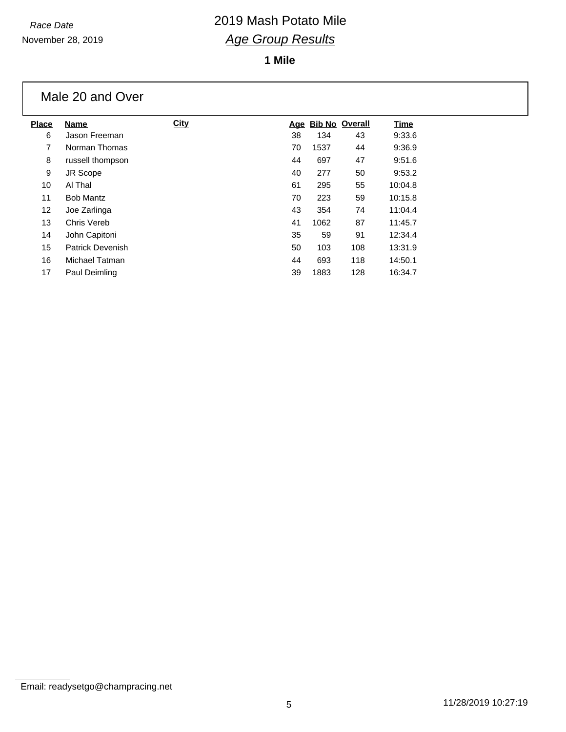# 2019 Mash Potato Mile

*Race Date*
November 28, 2019

## *Age Group Results*

**1 Mile**

### Male 20 and Over

| Place | Name | City | Age | Bib No | Overall | Time |
|---|---|---|---|---|---|---|
| 6 | Jason Freeman | | 38 | 134 | 43 | 9:33.6 |
| 7 | Norman Thomas | | 70 | 1537 | 44 | 9:36.9 |
| 8 | russell thompson | | 44 | 697 | 47 | 9:51.6 |
| 9 | JR Scope | | 40 | 277 | 50 | 9:53.2 |
| 10 | Al Thal | | 61 | 295 | 55 | 10:04.8 |
| 11 | Bob Mantz | | 70 | 223 | 59 | 10:15.8 |
| 12 | Joe Zarlinga | | 43 | 354 | 74 | 11:04.4 |
| 13 | Chris Vereb | | 41 | 1062 | 87 | 11:45.7 |
| 14 | John Capitoni | | 35 | 59 | 91 | 12:34.4 |
| 15 | Patrick Devenish | | 50 | 103 | 108 | 13:31.9 |
| 16 | Michael Tatman | | 44 | 693 | 118 | 14:50.1 |
| 17 | Paul Deimling | | 39 | 1883 | 128 | 16:34.7 |

Email: readysetgo@champracing.net

11/28/2019 10:27:19